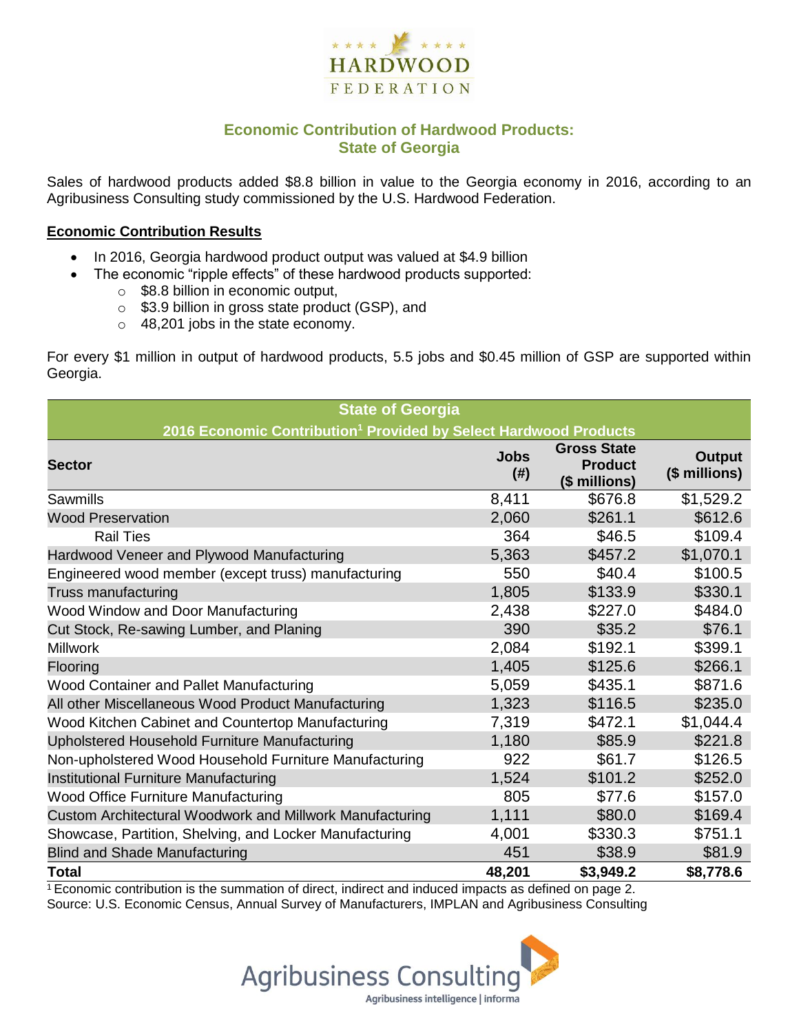# Economic Contribution of Hardwood Products: State of Georgia

Sales of hardwood products added $8.8 billion in value to the Georgia economy in 2016, according to an Agribusiness Consulting study commissioned by the U.S. Hardwood Federation.

## Economic Contribution Results

- In 2016, Georgia hardwood product output was valued at $4.9 billion
- The economic "ripple effects" of these hardwood products supported:
  - $8.8 billion in economic output,
  - $3.9 billion in gross state product (GSP), and
  - 48,201 jobs in the state economy.

For every $1 million in output of hardwood products, 5.5 jobs and $0.45 million of GSP are supported within Georgia.

| State of Georgia<br>2016 Economic Contribution[1] Provided by Select Hardwood Products | | | |
|---|---|---|---|
| **Sector** | **Jobs (#)** | **Gross State Product ($ millions)** | **Output ($ millions)** |
| Sawmills | 8,411 | $676.8 | $1,529.2 |
| Wood Preservation | 2,060 | $261.1 | $612.6 |
| Rail Ties | 364 | $46.5 | $109.4 |
| Hardwood Veneer and Plywood Manufacturing | 5,363 | $457.2 | $1,070.1 |
| Engineered wood member (except truss) manufacturing | 550 | $40.4 | $100.5 |
| Truss manufacturing | 1,805 | $133.9 | $330.1 |
| Wood Window and Door Manufacturing | 2,438 | $227.0 | $484.0 |
| Cut Stock, Re-sawing Lumber, and Planing | 390 | $35.2 | $76.1 |
| Millwork | 2,084 | $192.1 | $399.1 |
| Flooring | 1,405 | $125.6 | $266.1 |
| Wood Container and Pallet Manufacturing | 5,059 | $435.1 | $871.6 |
| All other Miscellaneous Wood Product Manufacturing | 1,323 | $116.5 | $235.0 |
| Wood Kitchen Cabinet and Countertop Manufacturing | 7,319 | $472.1 | $1,044.4 |
| Upholstered Household Furniture Manufacturing | 1,180 | $85.9 | $221.8 |
| Non-upholstered Wood Household Furniture Manufacturing | 922 | $61.7 | $126.5 |
| Institutional Furniture Manufacturing | 1,524 | $101.2 | $252.0 |
| Wood Office Furniture Manufacturing | 805 | $77.6 | $157.0 |
| Custom Architectural Woodwork and Millwork Manufacturing | 1,111 | $80.0 | $169.4 |
| Showcase, Partition, Shelving, and Locker Manufacturing | 4,001 | $330.3 | $751.1 |
| Blind and Shade Manufacturing | 451 | $38.9 | $81.9 |
| **Total** | **48,201** | **$3,949.2** | **$8,778.6** |

[1] Economic contribution is the summation of direct, indirect and induced impacts as defined on page 2.
Source: U.S. Economic Census, Annual Survey of Manufacturers, IMPLAN and Agribusiness Consulting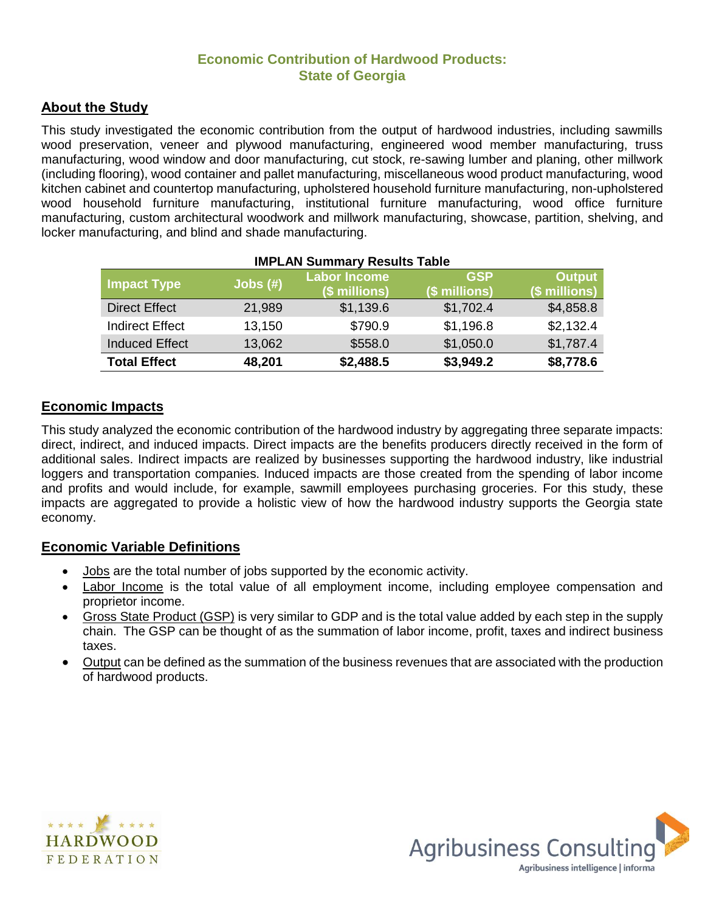## Economic Contribution of Hardwood Products: State of Georgia

### About the Study

This study investigated the economic contribution from the output of hardwood industries, including sawmills wood preservation, veneer and plywood manufacturing, engineered wood member manufacturing, truss manufacturing, wood window and door manufacturing, cut stock, re-sawing lumber and planing, other millwork (including flooring), wood container and pallet manufacturing, miscellaneous wood product manufacturing, wood kitchen cabinet and countertop manufacturing, upholstered household furniture manufacturing, non-upholstered wood household furniture manufacturing, institutional furniture manufacturing, wood office furniture manufacturing, custom architectural woodwork and millwork manufacturing, showcase, partition, shelving, and locker manufacturing, and blind and shade manufacturing.

**IMPLAN Summary Results Table**

| Impact Type | Jobs (#) | Labor Income ($ millions) | GSP ($ millions) | Output ($ millions) |
|---|---|---|---|---|
| Direct Effect | 21,989 | $1,139.6 | $1,702.4 | $4,858.8 |
| Indirect Effect | 13,150 | $790.9 | $1,196.8 | $2,132.4 |
| Induced Effect | 13,062 | $558.0 | $1,050.0 | $1,787.4 |
| **Total Effect** | **48,201** | **$2,488.5** | **$3,949.2** | **$8,778.6** |

### Economic Impacts

This study analyzed the economic contribution of the hardwood industry by aggregating three separate impacts: direct, indirect, and induced impacts. Direct impacts are the benefits producers directly received in the form of additional sales. Indirect impacts are realized by businesses supporting the hardwood industry, like industrial loggers and transportation companies. Induced impacts are those created from the spending of labor income and profits and would include, for example, sawmill employees purchasing groceries. For this study, these impacts are aggregated to provide a holistic view of how the hardwood industry supports the Georgia state economy.

### Economic Variable Definitions

- Jobs are the total number of jobs supported by the economic activity.
- Labor Income is the total value of all employment income, including employee compensation and proprietor income.
- Gross State Product (GSP) is very similar to GDP and is the total value added by each step in the supply chain. The GSP can be thought of as the summation of labor income, profit, taxes and indirect business taxes.
- Output can be defined as the summation of the business revenues that are associated with the production of hardwood products.

HARDWOOD FEDERATION

Agribusiness Consulting

Agribusiness intelligence | informa